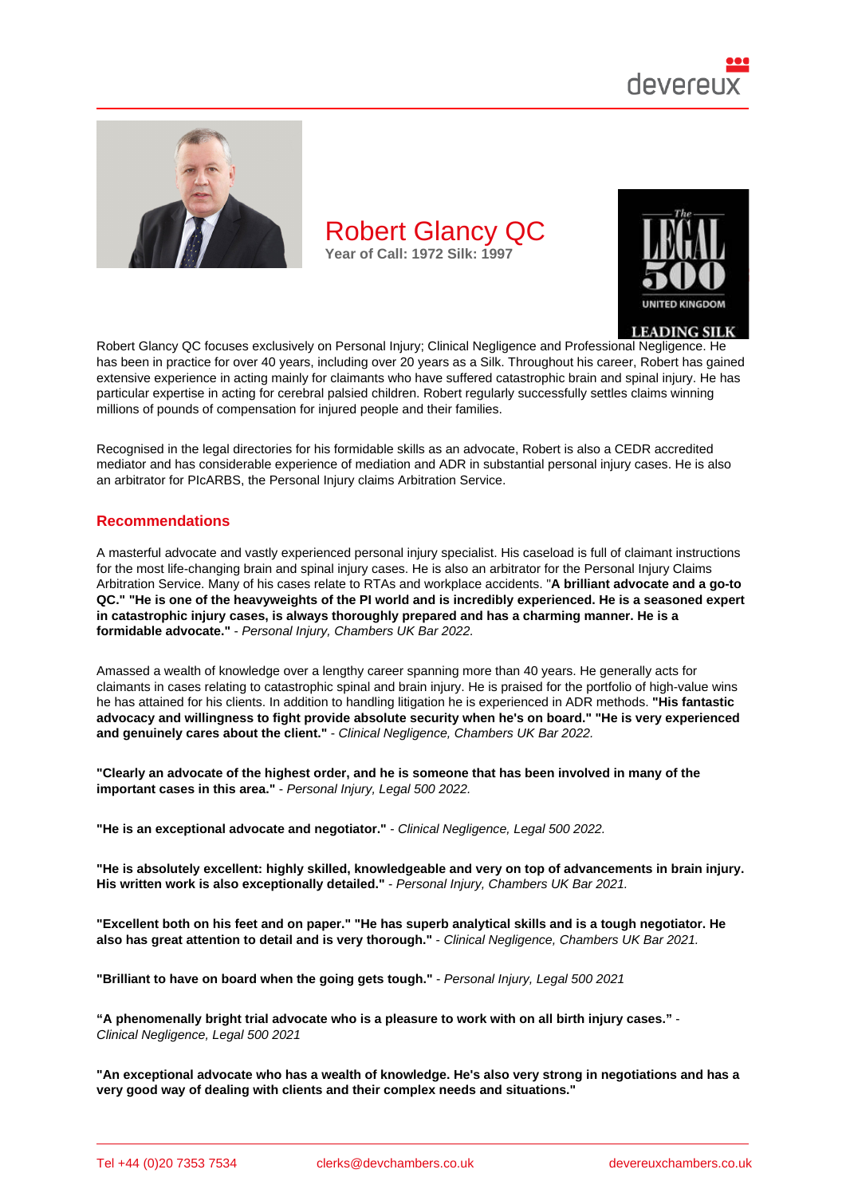# Robert Glancy QC

Year of Call: 1972 Silk: 1997

Robert Glancy QC focuses exclusively on Personal Injury; Clinical Negligence and Professional Negligence. He has been in practice for over 40 years, including over 20 years as a Silk. Throughout his career, Robert has gained extensive experience in acting mainly for claimants who have suffered catastrophic brain and spinal injury. He has particular expertise in acting for cerebral palsied children. Robert regularly successfully settles claims winning millions of pounds of compensation for injured people and their families.

Recognised in the legal directories for his formidable skills as an advocate, Robert is also a CEDR accredited mediator and has considerable experience of mediation and ADR in substantial personal injury cases. He is also an arbitrator for PIcARBS, the Personal Injury claims Arbitration Service.

## Recommendations

A masterful advocate and vastly experienced personal injury specialist. His caseload is full of claimant instructions for the most life-changing brain and spinal injury cases. He is also an arbitrator for the Personal Injury Claims Arbitration Service. Many of his cases relate to RTAs and workplace accidents. "**A brilliant advocate and a go-to QC." "He is one of the heavyweights of the PI world and is incredibly experienced. He is a seasoned expert in catastrophic injury cases, is always thoroughly prepared and has a charming manner. He is a formidable advocate."** - *Personal Injury, Chambers UK Bar 2022.*

Amassed a wealth of knowledge over a lengthy career spanning more than 40 years. He generally acts for claimants in cases relating to catastrophic spinal and brain injury. He is praised for the portfolio of high-value wins he has attained for his clients. In addition to handling litigation he is experienced in ADR methods. **"His fantastic advocacy and willingness to fight provide absolute security when he's on board." "He is very experienced and genuinely cares about the client."** - *Clinical Negligence, Chambers UK Bar 2022.*

**"Clearly an advocate of the highest order, and he is someone that has been involved in many of the important cases in this area."** - *Personal Injury, Legal 500 2022.*

**"He is an exceptional advocate and negotiator."** - *Clinical Negligence, Legal 500 2022.*

**"He is absolutely excellent: highly skilled, knowledgeable and very on top of advancements in brain injury. His written work is also exceptionally detailed."** - *Personal Injury, Chambers UK Bar 2021.*

**"Excellent both on his feet and on paper." "He has superb analytical skills and is a tough negotiator. He also has great attention to detail and is very thorough."** - *Clinical Negligence, Chambers UK Bar 2021.*

**"Brilliant to have on board when the going gets tough."** - *Personal Injury, Legal 500 2021*

**"A phenomenally bright trial advocate who is a pleasure to work with on all birth injury cases."** - *Clinical Negligence, Legal 500 2021*

**"An exceptional advocate who has a wealth of knowledge. He's also very strong in negotiations and has a very good way of dealing with clients and their complex needs and situations."**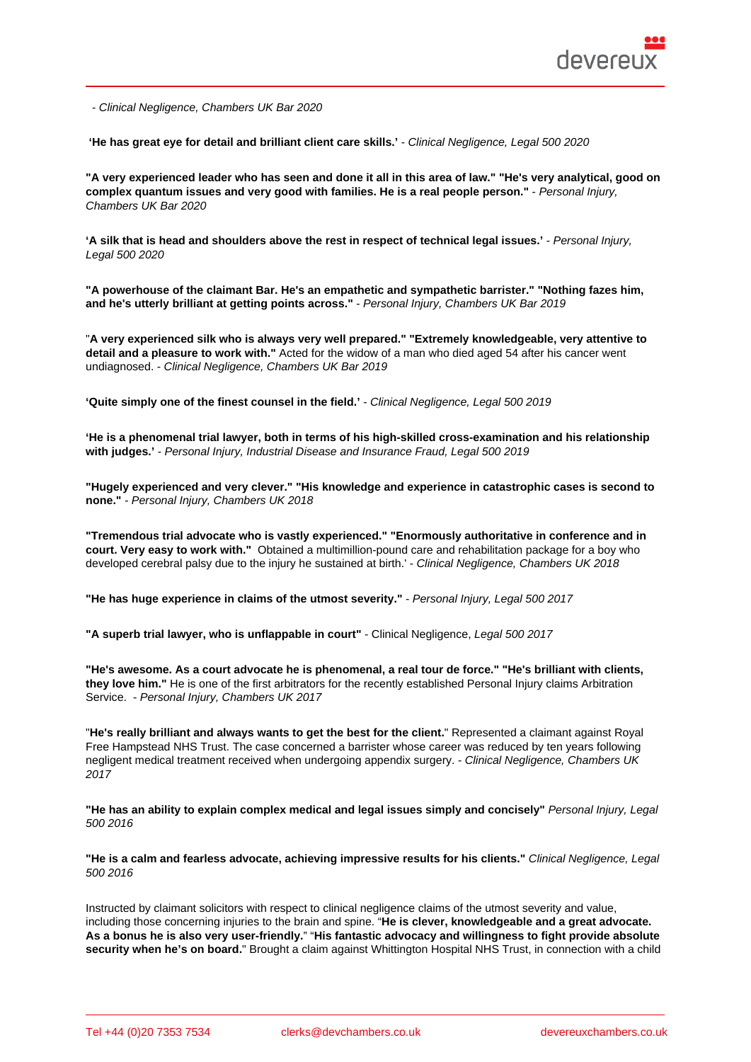- *Clinical Negligence, Chambers UK Bar 2020*

**'He has great eye for detail and brilliant client care skills.'** - *Clinical Negligence, Legal 500 2020*

**"A very experienced leader who has seen and done it all in this area of law." "He's very analytical, good on complex quantum issues and very good with families. He is a real people person."** - *Personal Injury, Chambers UK Bar 2020*

**'A silk that is head and shoulders above the rest in respect of technical legal issues.'** - *Personal Injury, Legal 500 2020*

**"A powerhouse of the claimant Bar. He's an empathetic and sympathetic barrister." "Nothing fazes him, and he's utterly brilliant at getting points across."** - *Personal Injury, Chambers UK Bar 2019*

"**A very experienced silk who is always very well prepared." "Extremely knowledgeable, very attentive to detail and a pleasure to work with."** Acted for the widow of a man who died aged 54 after his cancer went undiagnosed. - *Clinical Negligence, Chambers UK Bar 2019*

**'Quite simply one of the finest counsel in the field.'** - *Clinical Negligence, Legal 500 2019*

**'He is a phenomenal trial lawyer, both in terms of his high-skilled cross-examination and his relationship with judges.'** - *Personal Injury, Industrial Disease and Insurance Fraud, Legal 500 2019*

**"Hugely experienced and very clever." "His knowledge and experience in catastrophic cases is second to none."** - *Personal Injury, Chambers UK 2018*

**"Tremendous trial advocate who is vastly experienced." "Enormously authoritative in conference and in court. Very easy to work with."** Obtained a multimillion-pound care and rehabilitation package for a boy who developed cerebral palsy due to the injury he sustained at birth.' - *Clinical Negligence, Chambers UK 2018*

**"He has huge experience in claims of the utmost severity."** - *Personal Injury, Legal 500 2017*

**"A superb trial lawyer, who is unflappable in court"** - Clinical Negligence, *Legal 500 2017*

**"He's awesome. As a court advocate he is phenomenal, a real tour de force." "He's brilliant with clients, they love him."** He is one of the first arbitrators for the recently established Personal Injury claims Arbitration Service. - *Personal Injury, Chambers UK 2017*

"**He's really brilliant and always wants to get the best for the client.**" Represented a claimant against Royal Free Hampstead NHS Trust. The case concerned a barrister whose career was reduced by ten years following negligent medical treatment received when undergoing appendix surgery. - *Clinical Negligence, Chambers UK 2017*

**"He has an ability to explain complex medical and legal issues simply and concisely"** *Personal Injury, Legal 500 2016*

**"He is a calm and fearless advocate, achieving impressive results for his clients."** *Clinical Negligence, Legal 500 2016*

Instructed by claimant solicitors with respect to clinical negligence claims of the utmost severity and value, including those concerning injuries to the brain and spine. "**He is clever, knowledgeable and a great advocate. As a bonus he is also very user-friendly.**" "**His fantastic advocacy and willingness to fight provide absolute security when he's on board.**" Brought a claim against Whittington Hospital NHS Trust, in connection with a child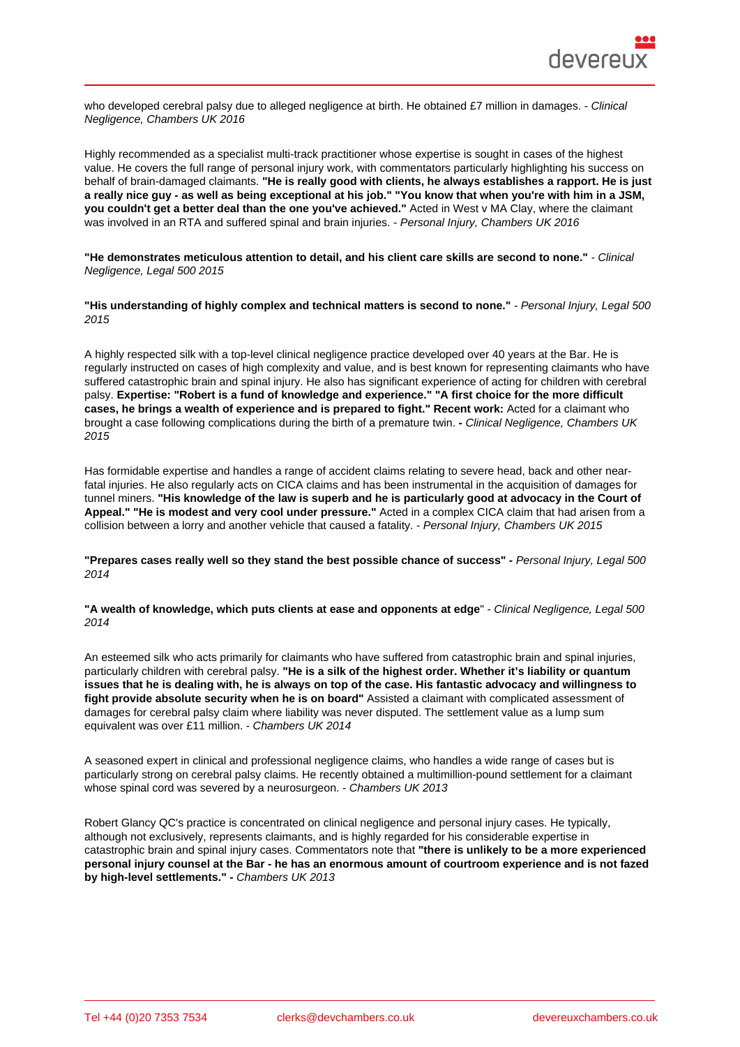who developed cerebral palsy due to alleged negligence at birth. He obtained £7 million in damages. - *Clinical Negligence, Chambers UK 2016*

Highly recommended as a specialist multi-track practitioner whose expertise is sought in cases of the highest value. He covers the full range of personal injury work, with commentators particularly highlighting his success on behalf of brain-damaged claimants. **"He is really good with clients, he always establishes a rapport. He is just a really nice guy - as well as being exceptional at his job." "You know that when you're with him in a JSM, you couldn't get a better deal than the one you've achieved."** Acted in West v MA Clay, where the claimant was involved in an RTA and suffered spinal and brain injuries. - *Personal Injury, Chambers UK 2016*

**"He demonstrates meticulous attention to detail, and his client care skills are second to none."** - *Clinical Negligence, Legal 500 2015*

**"His understanding of highly complex and technical matters is second to none."** - *Personal Injury, Legal 500 2015*

A highly respected silk with a top-level clinical negligence practice developed over 40 years at the Bar. He is regularly instructed on cases of high complexity and value, and is best known for representing claimants who have suffered catastrophic brain and spinal injury. He also has significant experience of acting for children with cerebral palsy. **Expertise: "Robert is a fund of knowledge and experience." "A first choice for the more difficult cases, he brings a wealth of experience and is prepared to fight." Recent work:** Acted for a claimant who brought a case following complications during the birth of a premature twin. **-** *Clinical Negligence, Chambers UK 2015*

Has formidable expertise and handles a range of accident claims relating to severe head, back and other near-fatal injuries. He also regularly acts on CICA claims and has been instrumental in the acquisition of damages for tunnel miners. **"His knowledge of the law is superb and he is particularly good at advocacy in the Court of Appeal." "He is modest and very cool under pressure."** Acted in a complex CICA claim that had arisen from a collision between a lorry and another vehicle that caused a fatality. - *Personal Injury, Chambers UK 2015*

**"Prepares cases really well so they stand the best possible chance of success" -** *Personal Injury, Legal 500 2014*

**"A wealth of knowledge, which puts clients at ease and opponents at edge**" - *Clinical Negligence, Legal 500 2014*

An esteemed silk who acts primarily for claimants who have suffered from catastrophic brain and spinal injuries, particularly children with cerebral palsy. **"He is a silk of the highest order. Whether it's liability or quantum issues that he is dealing with, he is always on top of the case. His fantastic advocacy and willingness to fight provide absolute security when he is on board"** Assisted a claimant with complicated assessment of damages for cerebral palsy claim where liability was never disputed. The settlement value as a lump sum equivalent was over £11 million. - *Chambers UK 2014*

A seasoned expert in clinical and professional negligence claims, who handles a wide range of cases but is particularly strong on cerebral palsy claims. He recently obtained a multimillion-pound settlement for a claimant whose spinal cord was severed by a neurosurgeon. - *Chambers UK 2013*

Robert Glancy QC's practice is concentrated on clinical negligence and personal injury cases. He typically, although not exclusively, represents claimants, and is highly regarded for his considerable expertise in catastrophic brain and spinal injury cases. Commentators note that **"there is unlikely to be a more experienced personal injury counsel at the Bar - he has an enormous amount of courtroom experience and is not fazed by high-level settlements." -** *Chambers UK 2013*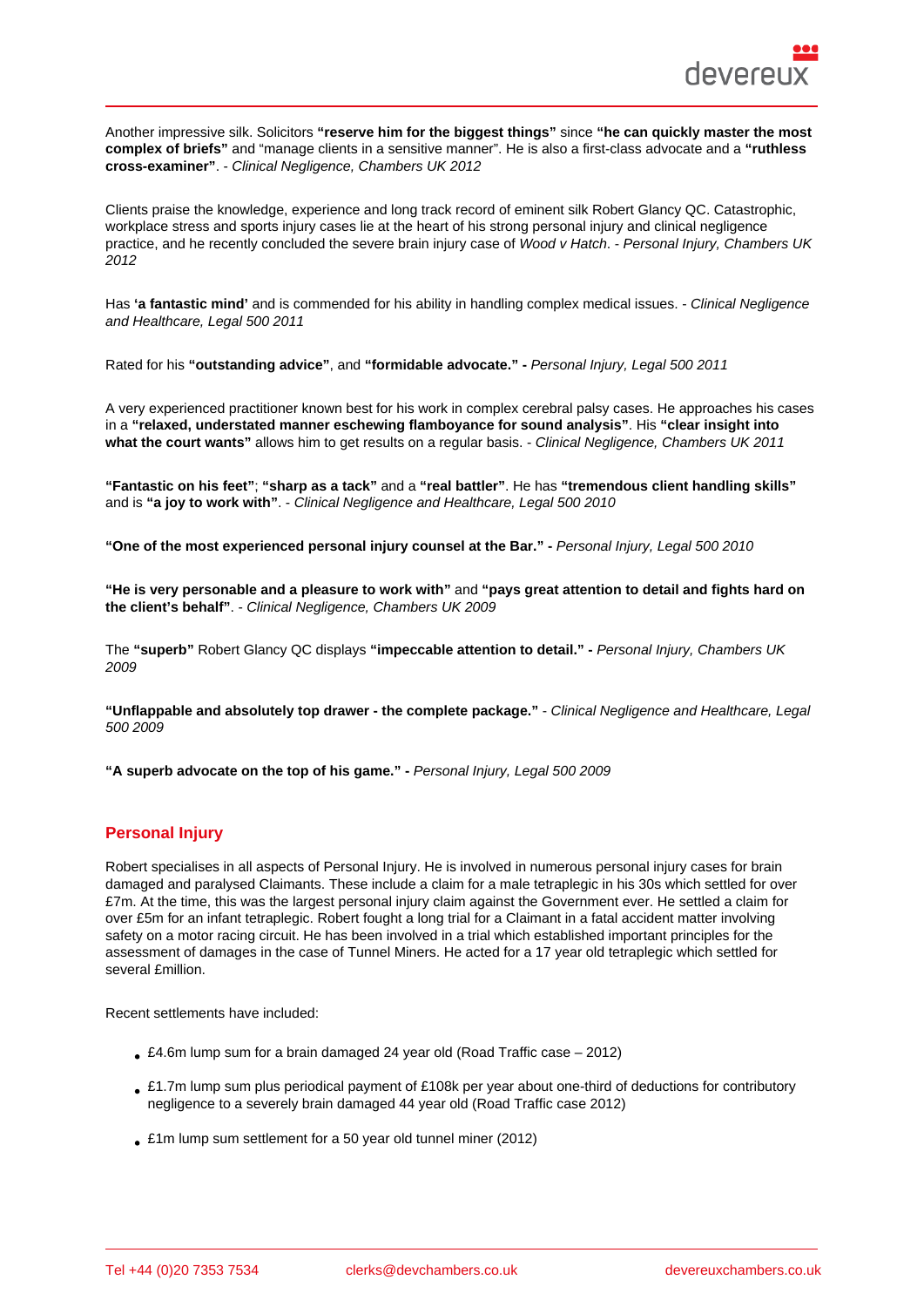Another impressive silk. Solicitors **"reserve him for the biggest things"** since **"he can quickly master the most complex of briefs"** and "manage clients in a sensitive manner". He is also a first-class advocate and a **"ruthless cross-examiner"**. - *Clinical Negligence, Chambers UK 2012*

Clients praise the knowledge, experience and long track record of eminent silk Robert Glancy QC. Catastrophic, workplace stress and sports injury cases lie at the heart of his strong personal injury and clinical negligence practice, and he recently concluded the severe brain injury case of *Wood v Hatch*. - *Personal Injury, Chambers UK 2012*

Has **'a fantastic mind'** and is commended for his ability in handling complex medical issues. - *Clinical Negligence and Healthcare, Legal 500 2011*

Rated for his **"outstanding advice"**, and **"formidable advocate." -** *Personal Injury, Legal 500 2011*

A very experienced practitioner known best for his work in complex cerebral palsy cases. He approaches his cases in a **"relaxed, understated manner eschewing flamboyance for sound analysis"**. His **"clear insight into what the court wants"** allows him to get results on a regular basis. - *Clinical Negligence, Chambers UK 2011*

**"Fantastic on his feet"**; **"sharp as a tack"** and a **"real battler"**. He has **"tremendous client handling skills"** and is **"a joy to work with"**. - *Clinical Negligence and Healthcare, Legal 500 2010*

**"One of the most experienced personal injury counsel at the Bar." -** *Personal Injury, Legal 500 2010*

**"He is very personable and a pleasure to work with"** and **"pays great attention to detail and fights hard on the client's behalf"**. - *Clinical Negligence, Chambers UK 2009*

The **"superb"** Robert Glancy QC displays **"impeccable attention to detail." -** *Personal Injury, Chambers UK 2009*

**"Unflappable and absolutely top drawer - the complete package."** - *Clinical Negligence and Healthcare, Legal 500 2009*

**"A superb advocate on the top of his game." -** *Personal Injury, Legal 500 2009*

## Personal Injury

Robert specialises in all aspects of Personal Injury. He is involved in numerous personal injury cases for brain damaged and paralysed Claimants. These include a claim for a male tetraplegic in his 30s which settled for over £7m. At the time, this was the largest personal injury claim against the Government ever. He settled a claim for over £5m for an infant tetraplegic. Robert fought a long trial for a Claimant in a fatal accident matter involving safety on a motor racing circuit. He has been involved in a trial which established important principles for the assessment of damages in the case of Tunnel Miners. He acted for a 17 year old tetraplegic which settled for several £million.

Recent settlements have included:

- £4.6m lump sum for a brain damaged 24 year old (Road Traffic case – 2012)
- £1.7m lump sum plus periodical payment of £108k per year about one-third of deductions for contributory negligence to a severely brain damaged 44 year old (Road Traffic case 2012)
- £1m lump sum settlement for a 50 year old tunnel miner (2012)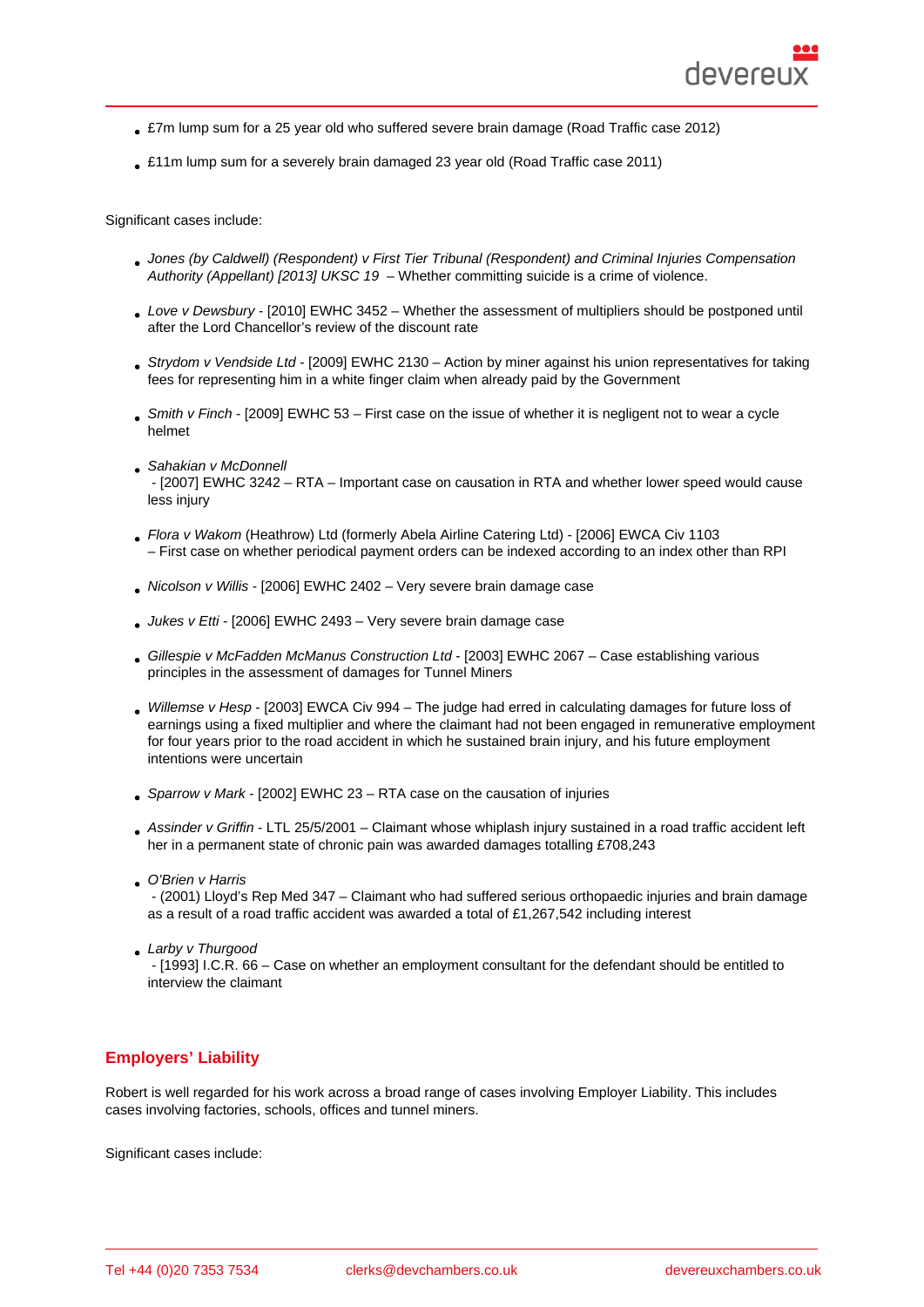- £7m lump sum for a 25 year old who suffered severe brain damage (Road Traffic case 2012)
- £11m lump sum for a severely brain damaged 23 year old (Road Traffic case 2011)

Significant cases include:

- *Jones (by Caldwell) (Respondent) v First Tier Tribunal (Respondent) and Criminal Injuries Compensation Authority (Appellant) [2013] UKSC 19* – Whether committing suicide is a crime of violence.
- *Love v Dewsbury* - [2010] EWHC 3452 – Whether the assessment of multipliers should be postponed until after the Lord Chancellor's review of the discount rate
- *Strydom v Vendside Ltd* - [2009] EWHC 2130 – Action by miner against his union representatives for taking fees for representing him in a white finger claim when already paid by the Government
- *Smith v Finch* - [2009] EWHC 53 – First case on the issue of whether it is negligent not to wear a cycle helmet
- *Sahakian v McDonnell* - [2007] EWHC 3242 – RTA – Important case on causation in RTA and whether lower speed would cause less injury
- *Flora v Wakom* (Heathrow) Ltd (formerly Abela Airline Catering Ltd) - [2006] EWCA Civ 1103 – First case on whether periodical payment orders can be indexed according to an index other than RPI
- *Nicolson v Willis* - [2006] EWHC 2402 – Very severe brain damage case
- *Jukes v Etti* - [2006] EWHC 2493 – Very severe brain damage case
- *Gillespie v McFadden McManus Construction Ltd* - [2003] EWHC 2067 – Case establishing various principles in the assessment of damages for Tunnel Miners
- *Willemse v Hesp* - [2003] EWCA Civ 994 – The judge had erred in calculating damages for future loss of earnings using a fixed multiplier and where the claimant had not been engaged in remunerative employment for four years prior to the road accident in which he sustained brain injury, and his future employment intentions were uncertain
- *Sparrow v Mark* - [2002] EWHC 23 – RTA case on the causation of injuries
- *Assinder v Griffin* - LTL 25/5/2001 – Claimant whose whiplash injury sustained in a road traffic accident left her in a permanent state of chronic pain was awarded damages totalling £708,243
- *O'Brien v Harris* - (2001) Lloyd's Rep Med 347 – Claimant who had suffered serious orthopaedic injuries and brain damage as a result of a road traffic accident was awarded a total of £1,267,542 including interest
- *Larby v Thurgood* - [1993] I.C.R. 66 – Case on whether an employment consultant for the defendant should be entitled to interview the claimant

## Employers' Liability

Robert is well regarded for his work across a broad range of cases involving Employer Liability. This includes cases involving factories, schools, offices and tunnel miners.

Significant cases include: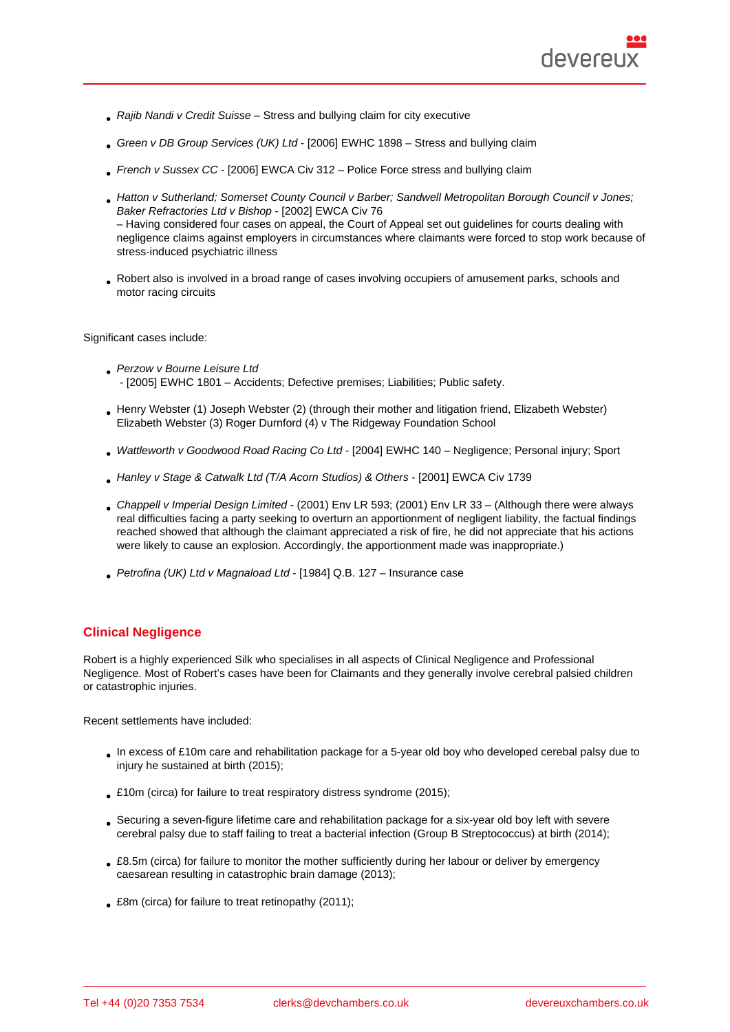- *Rajib Nandi v Credit Suisse* – Stress and bullying claim for city executive
- *Green v DB Group Services (UK) Ltd* - [2006] EWHC 1898 – Stress and bullying claim
- *French v Sussex CC* - [2006] EWCA Civ 312 – Police Force stress and bullying claim
- *Hatton v Sutherland; Somerset County Council v Barber; Sandwell Metropolitan Borough Council v Jones; Baker Refractories Ltd v Bishop* - [2002] EWCA Civ 76
  – Having considered four cases on appeal, the Court of Appeal set out guidelines for courts dealing with negligence claims against employers in circumstances where claimants were forced to stop work because of stress-induced psychiatric illness
- Robert also is involved in a broad range of cases involving occupiers of amusement parks, schools and motor racing circuits

Significant cases include:

- *Perzow v Bourne Leisure Ltd*
  - [2005] EWHC 1801 – Accidents; Defective premises; Liabilities; Public safety.
- Henry Webster (1) Joseph Webster (2) (through their mother and litigation friend, Elizabeth Webster) Elizabeth Webster (3) Roger Durnford (4) v The Ridgeway Foundation School
- *Wattleworth v Goodwood Road Racing Co Ltd* - [2004] EWHC 140 – Negligence; Personal injury; Sport
- *Hanley v Stage & Catwalk Ltd (T/A Acorn Studios) & Others* - [2001] EWCA Civ 1739
- *Chappell v Imperial Design Limited* - (2001) Env LR 593; (2001) Env LR 33 – (Although there were always real difficulties facing a party seeking to overturn an apportionment of negligent liability, the factual findings reached showed that although the claimant appreciated a risk of fire, he did not appreciate that his actions were likely to cause an explosion. Accordingly, the apportionment made was inappropriate.)
- *Petrofina (UK) Ltd v Magnaload Ltd* - [1984] Q.B. 127 – Insurance case

## Clinical Negligence

Robert is a highly experienced Silk who specialises in all aspects of Clinical Negligence and Professional Negligence. Most of Robert's cases have been for Claimants and they generally involve cerebral palsied children or catastrophic injuries.

Recent settlements have included:

- In excess of £10m care and rehabilitation package for a 5-year old boy who developed cerebal palsy due to injury he sustained at birth (2015);
- £10m (circa) for failure to treat respiratory distress syndrome (2015);
- Securing a seven-figure lifetime care and rehabilitation package for a six-year old boy left with severe cerebral palsy due to staff failing to treat a bacterial infection (Group B Streptococcus) at birth (2014);
- £8.5m (circa) for failure to monitor the mother sufficiently during her labour or deliver by emergency caesarean resulting in catastrophic brain damage (2013);
- £8m (circa) for failure to treat retinopathy (2011);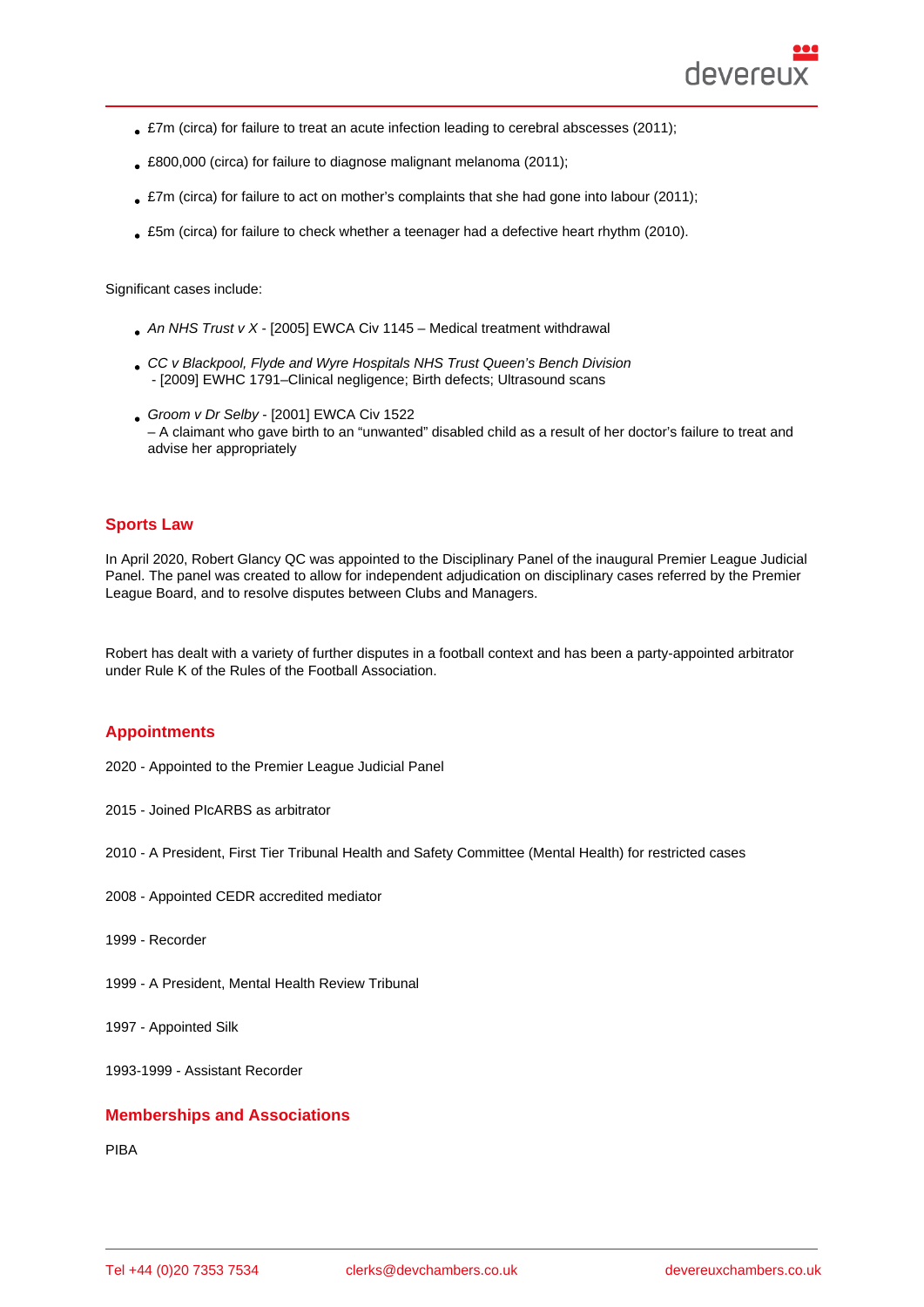- £7m (circa) for failure to treat an acute infection leading to cerebral abscesses (2011);
- £800,000 (circa) for failure to diagnose malignant melanoma (2011);
- £7m (circa) for failure to act on mother's complaints that she had gone into labour (2011);
- £5m (circa) for failure to check whether a teenager had a defective heart rhythm (2010).

Significant cases include:

- *An NHS Trust v X* - [2005] EWCA Civ 1145 – Medical treatment withdrawal
- *CC v Blackpool, Flyde and Wyre Hospitals NHS Trust Queen's Bench Division* - [2009] EWHC 1791–Clinical negligence; Birth defects; Ultrasound scans
- *Groom v Dr Selby* - [2001] EWCA Civ 1522 – A claimant who gave birth to an "unwanted" disabled child as a result of her doctor's failure to treat and advise her appropriately

## Sports Law

In April 2020, Robert Glancy QC was appointed to the Disciplinary Panel of the inaugural Premier League Judicial Panel. The panel was created to allow for independent adjudication on disciplinary cases referred by the Premier League Board, and to resolve disputes between Clubs and Managers.

Robert has dealt with a variety of further disputes in a football context and has been a party-appointed arbitrator under Rule K of the Rules of the Football Association.

## Appointments

2020 - Appointed to the Premier League Judicial Panel

2015 - Joined PIcARBS as arbitrator

2010 - A President, First Tier Tribunal Health and Safety Committee (Mental Health) for restricted cases

2008 - Appointed CEDR accredited mediator

1999 - Recorder

1999 - A President, Mental Health Review Tribunal

1997 - Appointed Silk

1993-1999 - Assistant Recorder

## Memberships and Associations

PIBA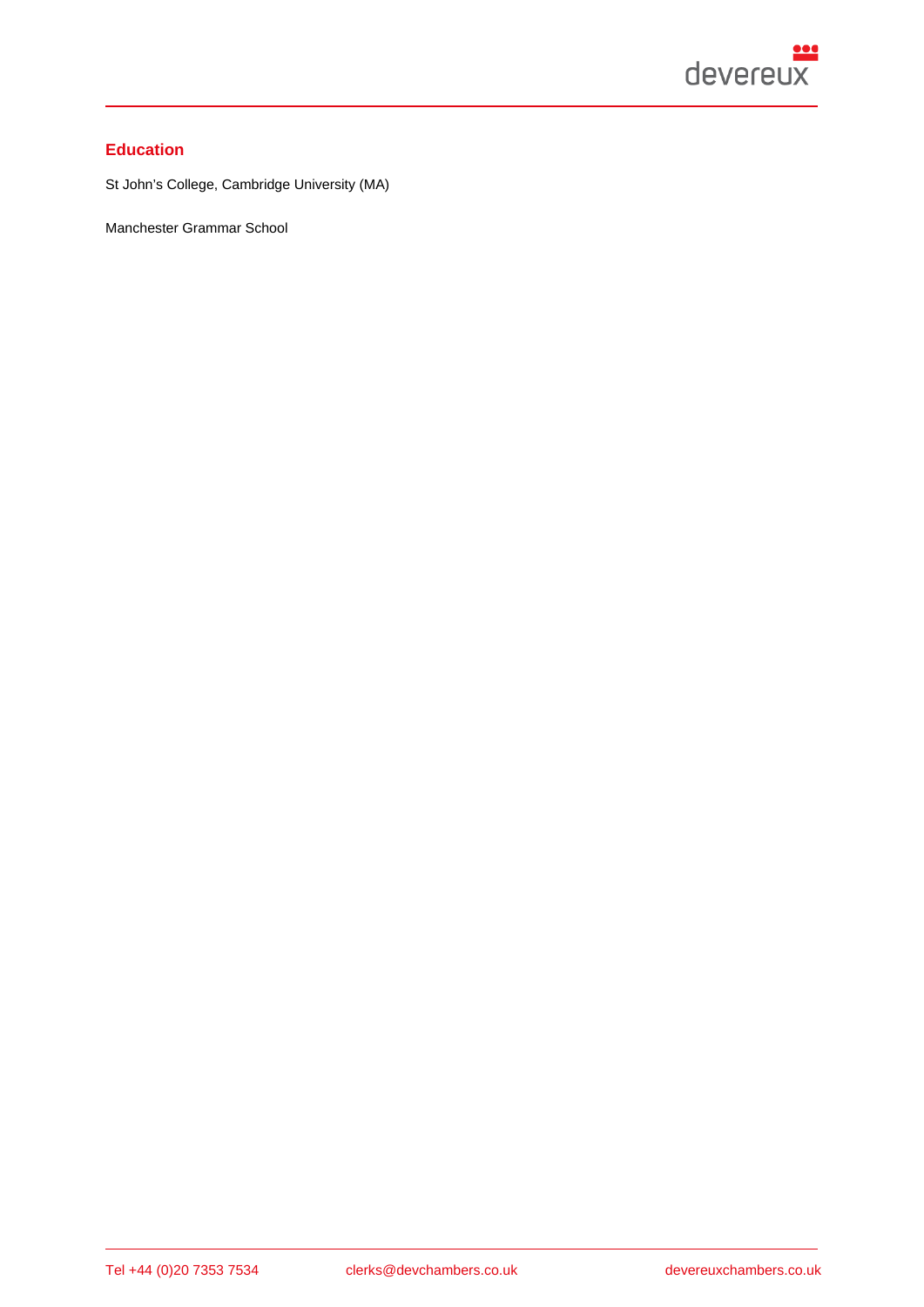## Education

St John's College, Cambridge University (MA)

Manchester Grammar School